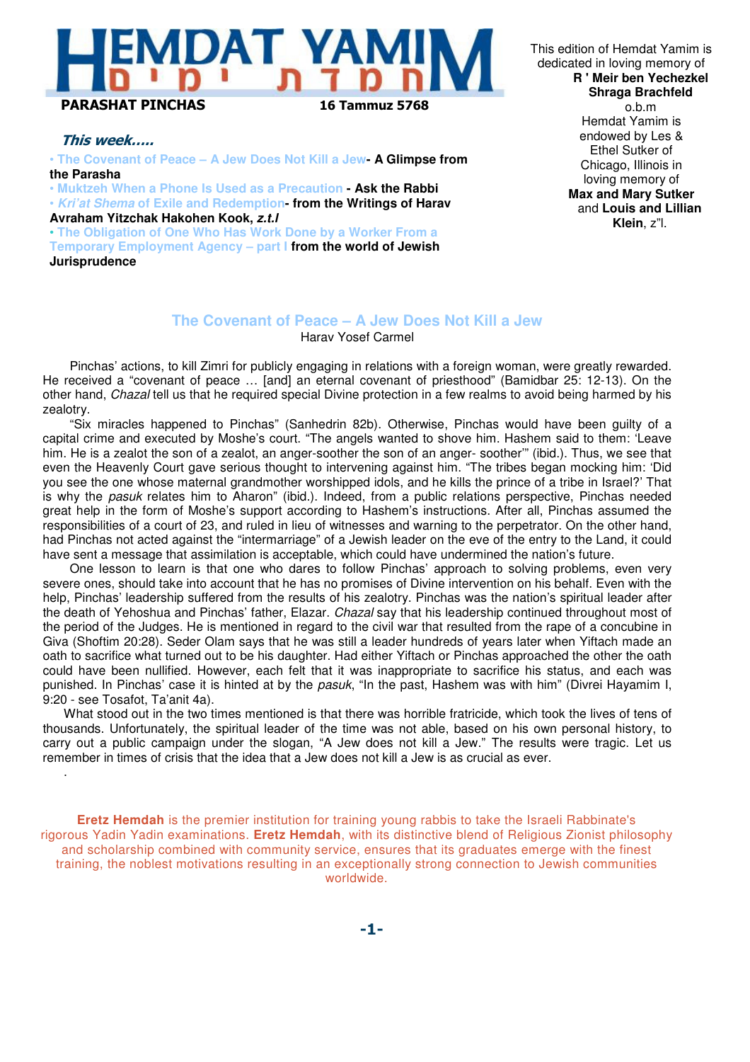# HEMDAT YAMIM חמדת ימים

**PARASHAT PINCHAS** **16 Tammuz 5768**

This edition of Hemdat Yamim is dedicated in loving memory of **R ' Meir ben Yechezkel Shraga Brachfeld** o.b.m

Hemdat Yamim is endowed by Les & Ethel Sutker of Chicago, Illinois in loving memory of **Max and Mary Sutker** and **Louis and Lillian Klein**, z"l.

## *This week.....*

- The Covenant of Peace – A Jew Does Not Kill a Jew **- A Glimpse from the Parasha**
- Muktzeh When a Phone Is Used as a Precaution **- Ask the Rabbi**
- *Kri'at Shema* of Exile and Redemption **- from the Writings of Harav Avraham Yitzchak Hakohen Kook, *z.t.l***
- The Obligation of One Who Has Work Done by a Worker From a Temporary Employment Agency – part I **from the world of Jewish Jurisprudence**

## The Covenant of Peace – A Jew Does Not Kill a Jew

Harav Yosef Carmel

Pinchas' actions, to kill Zimri for publicly engaging in relations with a foreign woman, were greatly rewarded. He received a "covenant of peace … [and] an eternal covenant of priesthood" (Bamidbar 25: 12-13). On the other hand, *Chazal* tell us that he required special Divine protection in a few realms to avoid being harmed by his zealotry.

"Six miracles happened to Pinchas" (Sanhedrin 82b). Otherwise, Pinchas would have been guilty of a capital crime and executed by Moshe's court. "The angels wanted to shove him. Hashem said to them: 'Leave him. He is a zealot the son of a zealot, an anger-soother the son of an anger- soother'" (ibid.). Thus, we see that even the Heavenly Court gave serious thought to intervening against him. "The tribes began mocking him: 'Did you see the one whose maternal grandmother worshipped idols, and he kills the prince of a tribe in Israel?' That is why the *pasuk* relates him to Aharon" (ibid.). Indeed, from a public relations perspective, Pinchas needed great help in the form of Moshe's support according to Hashem's instructions. After all, Pinchas assumed the responsibilities of a court of 23, and ruled in lieu of witnesses and warning to the perpetrator. On the other hand, had Pinchas not acted against the "intermarriage" of a Jewish leader on the eve of the entry to the Land, it could have sent a message that assimilation is acceptable, which could have undermined the nation's future.

One lesson to learn is that one who dares to follow Pinchas' approach to solving problems, even very severe ones, should take into account that he has no promises of Divine intervention on his behalf. Even with the help, Pinchas' leadership suffered from the results of his zealotry. Pinchas was the nation's spiritual leader after the death of Yehoshua and Pinchas' father, Elazar. *Chazal* say that his leadership continued throughout most of the period of the Judges. He is mentioned in regard to the civil war that resulted from the rape of a concubine in Giva (Shoftim 20:28). Seder Olam says that he was still a leader hundreds of years later when Yiftach made an oath to sacrifice what turned out to be his daughter. Had either Yiftach or Pinchas approached the other the oath could have been nullified. However, each felt that it was inappropriate to sacrifice his status, and each was punished. In Pinchas' case it is hinted at by the *pasuk*, "In the past, Hashem was with him" (Divrei Hayamim I, 9:20 - see Tosafot, Ta'anit 4a).

What stood out in the two times mentioned is that there was horrible fratricide, which took the lives of tens of thousands. Unfortunately, the spiritual leader of the time was not able, based on his own personal history, to carry out a public campaign under the slogan, "A Jew does not kill a Jew." The results were tragic. Let us remember in times of crisis that the idea that a Jew does not kill a Jew is as crucial as ever.

**Eretz Hemdah** is the premier institution for training young rabbis to take the Israeli Rabbinate's rigorous Yadin Yadin examinations. **Eretz Hemdah**, with its distinctive blend of Religious Zionist philosophy and scholarship combined with community service, ensures that its graduates emerge with the finest training, the noblest motivations resulting in an exceptionally strong connection to Jewish communities worldwide.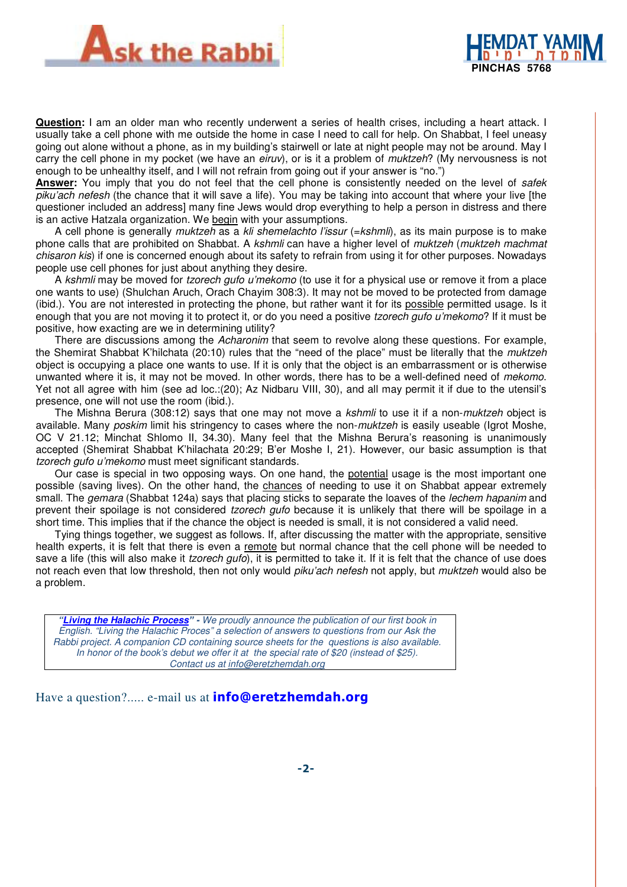**Question:** I am an older man who recently underwent a series of health crises, including a heart attack. I usually take a cell phone with me outside the home in case I need to call for help. On Shabbat, I feel uneasy going out alone without a phone, as in my building's stairwell or late at night people may not be around. May I carry the cell phone in my pocket (we have an *eiruv*), or is it a problem of *muktzeh*? (My nervousness is not enough to be unhealthy itself, and I will not refrain from going out if your answer is "no.")

**Answer:** You imply that you do not feel that the cell phone is consistently needed on the level of *safek piku'ach nefesh* (the chance that it will save a life). You may be taking into account that where your live [the questioner included an address] many fine Jews would drop everything to help a person in distress and there is an active Hatzala organization. We begin with your assumptions.

A cell phone is generally *muktzeh* as a *kli shemelachto l'issur* (=*kshmli*), as its main purpose is to make phone calls that are prohibited on Shabbat. A *kshmli* can have a higher level of *muktzeh* (*muktzeh machmat chisaron kis*) if one is concerned enough about its safety to refrain from using it for other purposes. Nowadays people use cell phones for just about anything they desire.

A *kshmli* may be moved for *tzorech gufo u'mekomo* (to use it for a physical use or remove it from a place one wants to use) (Shulchan Aruch, Orach Chayim 308:3). It may not be moved to be protected from damage (ibid.). You are not interested in protecting the phone, but rather want it for its possible permitted usage. Is it enough that you are not moving it to protect it, or do you need a positive *tzorech gufo u'mekomo*? If it must be positive, how exacting are we in determining utility?

There are discussions among the *Acharonim* that seem to revolve along these questions. For example, the Shemirat Shabbat K'hilchata (20:10) rules that the "need of the place" must be literally that the *muktzeh* object is occupying a place one wants to use. If it is only that the object is an embarrassment or is otherwise unwanted where it is, it may not be moved. In other words, there has to be a well-defined need of *mekomo.* Yet not all agree with him (see ad loc.:(20); Az Nidbaru VIII, 30), and all may permit it if due to the utensil's presence, one will not use the room (ibid.).

The Mishna Berura (308:12) says that one may not move a *kshmli* to use it if a non-*muktzeh* object is available. Many *poskim* limit his stringency to cases where the non-*muktzeh* is easily useable (Igrot Moshe, OC V 21.12; Minchat Shlomo II, 34.30). Many feel that the Mishna Berura's reasoning is unanimously accepted (Shemirat Shabbat K'hilachata 20:29; B'er Moshe I, 21). However, our basic assumption is that *tzorech gufo u'mekomo* must meet significant standards.

Our case is special in two opposing ways. On one hand, the potential usage is the most important one possible (saving lives). On the other hand, the chances of needing to use it on Shabbat appear extremely small. The *gemara* (Shabbat 124a) says that placing sticks to separate the loaves of the *lechem hapanim* and prevent their spoilage is not considered *tzorech gufo* because it is unlikely that there will be spoilage in a short time. This implies that if the chance the object is needed is small, it is not considered a valid need.

Tying things together, we suggest as follows. If, after discussing the matter with the appropriate, sensitive health experts, it is felt that there is even a remote but normal chance that the cell phone will be needed to save a life (this will also make it *tzorech gufo*), it is permitted to take it. If it is felt that the chance of use does not reach even that low threshold, then not only would *piku'ach nefesh* not apply, but *muktzeh* would also be a problem.

> ***"Living the Halachic Process"*** *- We proudly announce the publication of our first book in English. "Living the Halachic Proces" a selection of answers to questions from our Ask the Rabbi project. A companion CD containing source sheets for the questions is also available. In honor of the book's debut we offer it at the special rate of $20 (instead of $25). Contact us at info@eretzhemdah.org*

Have a question?..... e-mail us at **info@eretzhemdah.org**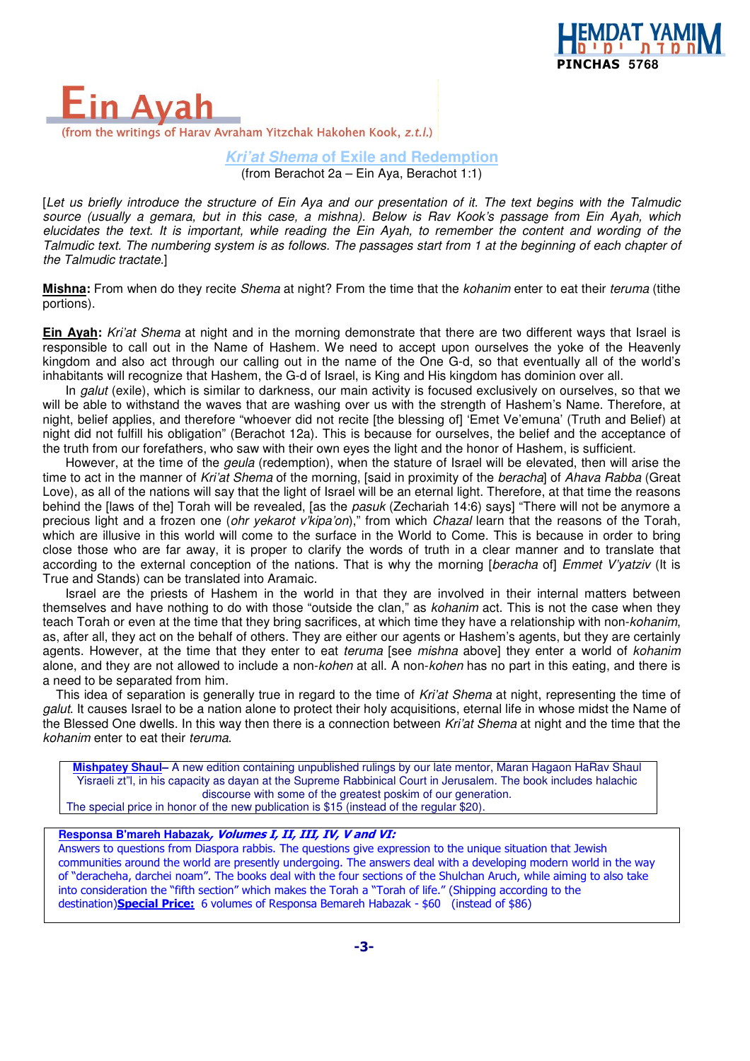# Ein Ayah

(from the writings of Harav Avraham Yitzchak Hakohen Kook, *z.t.l.*)

## *Kri'at Shema* of Exile and Redemption

(from Berachot 2a – Ein Aya, Berachot 1:1)

[*Let us briefly introduce the structure of Ein Aya and our presentation of it. The text begins with the Talmudic source (usually a gemara, but in this case, a mishna). Below is Rav Kook's passage from Ein Ayah, which elucidates the text. It is important, while reading the Ein Ayah, to remember the content and wording of the Talmudic text. The numbering system is as follows. The passages start from 1 at the beginning of each chapter of the Talmudic tractate.*]

**Mishna:** From when do they recite *Shema* at night? From the time that the *kohanim* enter to eat their *teruma* (tithe portions).

**Ein Ayah:** *Kri'at Shema* at night and in the morning demonstrate that there are two different ways that Israel is responsible to call out in the Name of Hashem. We need to accept upon ourselves the yoke of the Heavenly kingdom and also act through our calling out in the name of the One G-d, so that eventually all of the world's inhabitants will recognize that Hashem, the G-d of Israel, is King and His kingdom has dominion over all.

In *galut* (exile), which is similar to darkness, our main activity is focused exclusively on ourselves, so that we will be able to withstand the waves that are washing over us with the strength of Hashem's Name. Therefore, at night, belief applies, and therefore "whoever did not recite [the blessing of] 'Emet Ve'emuna' (Truth and Belief) at night did not fulfill his obligation" (Berachot 12a). This is because for ourselves, the belief and the acceptance of the truth from our forefathers, who saw with their own eyes the light and the honor of Hashem, is sufficient.

However, at the time of the *geula* (redemption), when the stature of Israel will be elevated, then will arise the time to act in the manner of *Kri'at Shema* of the morning, [said in proximity of the *beracha*] of *Ahava Rabba* (Great Love), as all of the nations will say that the light of Israel will be an eternal light. Therefore, at that time the reasons behind the [laws of the] Torah will be revealed, [as the *pasuk* (Zechariah 14:6) says] "There will not be anymore a precious light and a frozen one (*ohr yekarot v'kipa'on*)," from which *Chazal* learn that the reasons of the Torah, which are illusive in this world will come to the surface in the World to Come. This is because in order to bring close those who are far away, it is proper to clarify the words of truth in a clear manner and to translate that according to the external conception of the nations. That is why the morning [*beracha* of] *Emmet V'yatziv* (It is True and Stands) can be translated into Aramaic.

Israel are the priests of Hashem in the world in that they are involved in their internal matters between themselves and have nothing to do with those "outside the clan," as *kohanim* act. This is not the case when they teach Torah or even at the time that they bring sacrifices, at which time they have a relationship with non-*kohanim*, as, after all, they act on the behalf of others. They are either our agents or Hashem's agents, but they are certainly agents. However, at the time that they enter to eat *teruma* [see *mishna* above] they enter a world of *kohanim* alone, and they are not allowed to include a non-*kohen* at all. A non-*kohen* has no part in this eating, and there is a need to be separated from him.

This idea of separation is generally true in regard to the time of *Kri'at Shema* at night, representing the time of *galut*. It causes Israel to be a nation alone to protect their holy acquisitions, eternal life in whose midst the Name of the Blessed One dwells. In this way then there is a connection between *Kri'at Shema* at night and the time that the *kohanim* enter to eat their *teruma*.

---

**Mishpatey Shaul**– A new edition containing unpublished rulings by our late mentor, Maran Hagaon HaRav Shaul Yisraeli zt"l, in his capacity as dayan at the Supreme Rabbinical Court in Jerusalem. The book includes halachic discourse with some of the greatest poskim of our generation.
The special price in honor of the new publication is $15 (instead of the regular $20).

---

**Responsa B'mareh Habazak*, Volumes I, II, III, IV, V and VI:***
Answers to questions from Diaspora rabbis. The questions give expression to the unique situation that Jewish communities around the world are presently undergoing. The answers deal with a developing modern world in the way of "deracheha, darchei noam". The books deal with the four sections of the Shulchan Aruch, while aiming to also take into consideration the "fifth section" which makes the Torah a "Torah of life." (Shipping according to the destination)**Special Price:** 6 volumes of Responsa Bemareh Habazak - $60 (instead of $86)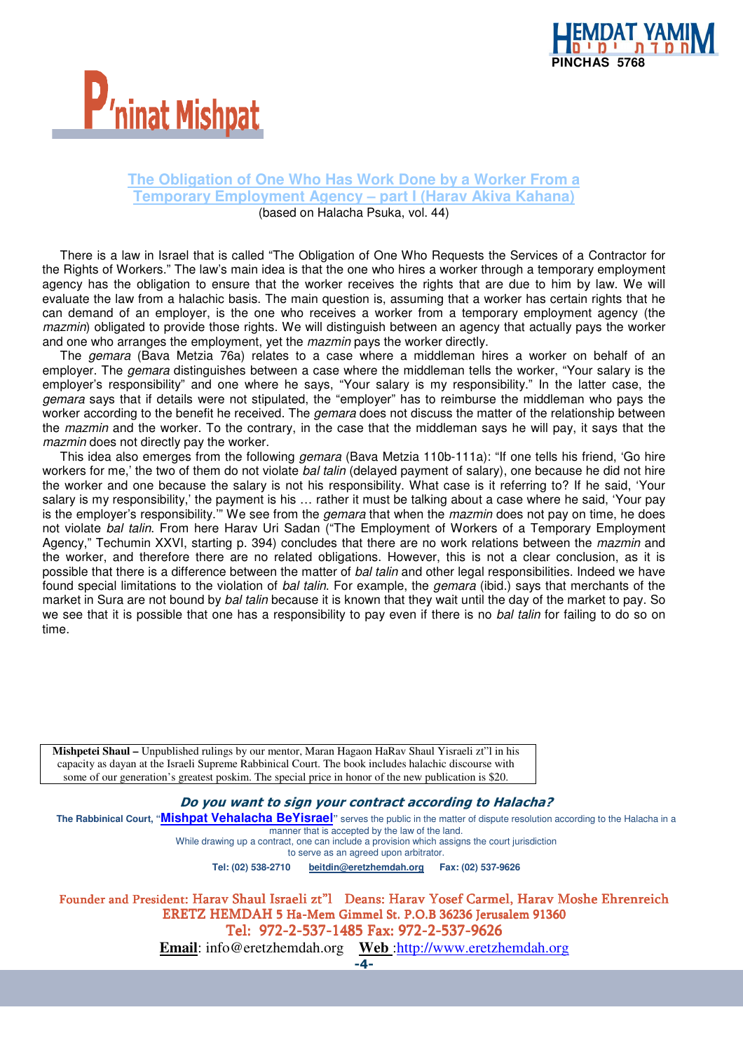# P'ninat Mishpat

## The Obligation of One Who Has Work Done by a Worker From a Temporary Employment Agency – part I (Harav Akiva Kahana)

(based on Halacha Psuka, vol. 44)

There is a law in Israel that is called "The Obligation of One Who Requests the Services of a Contractor for the Rights of Workers." The law's main idea is that the one who hires a worker through a temporary employment agency has the obligation to ensure that the worker receives the rights that are due to him by law. We will evaluate the law from a halachic basis. The main question is, assuming that a worker has certain rights that he can demand of an employer, is the one who receives a worker from a temporary employment agency (the *mazmin*) obligated to provide those rights. We will distinguish between an agency that actually pays the worker and one who arranges the employment, yet the *mazmin* pays the worker directly.

The *gemara* (Bava Metzia 76a) relates to a case where a middleman hires a worker on behalf of an employer. The *gemara* distinguishes between a case where the middleman tells the worker, "Your salary is the employer's responsibility" and one where he says, "Your salary is my responsibility." In the latter case, the *gemara* says that if details were not stipulated, the "employer" has to reimburse the middleman who pays the worker according to the benefit he received. The *gemara* does not discuss the matter of the relationship between the *mazmin* and the worker. To the contrary, in the case that the middleman says he will pay, it says that the *mazmin* does not directly pay the worker.

This idea also emerges from the following *gemara* (Bava Metzia 110b-111a): "If one tells his friend, 'Go hire workers for me,' the two of them do not violate *bal talin* (delayed payment of salary), one because he did not hire the worker and one because the salary is not his responsibility. What case is it referring to? If he said, 'Your salary is my responsibility,' the payment is his … rather it must be talking about a case where he said, 'Your pay is the employer's responsibility.'" We see from the *gemara* that when the *mazmin* does not pay on time, he does not violate *bal talin*. From here Harav Uri Sadan ("The Employment of Workers of a Temporary Employment Agency," Techumin XXVI, starting p. 394) concludes that there are no work relations between the *mazmin* and the worker, and therefore there are no related obligations. However, this is not a clear conclusion, as it is possible that there is a difference between the matter of *bal talin* and other legal responsibilities. Indeed we have found special limitations to the violation of *bal talin*. For example, the *gemara* (ibid.) says that merchants of the market in Sura are not bound by *bal talin* because it is known that they wait until the day of the market to pay. So we see that it is possible that one has a responsibility to pay even if there is no *bal talin* for failing to do so on time.

**Mishpetei Shaul –** Unpublished rulings by our mentor, Maran Hagaon HaRav Shaul Yisraeli zt"l in his capacity as dayan at the Israeli Supreme Rabbinical Court. The book includes halachic discourse with some of our generation's greatest poskim. The special price in honor of the new publication is $20.

***Do you want to sign your contract according to Halacha?***

**The Rabbinical Court, "Mishpat Vehalacha BeYisrael"** serves the public in the matter of dispute resolution according to the Halacha in a manner that is accepted by the law of the land.
While drawing up a contract, one can include a provision which assigns the court jurisdiction to serve as an agreed upon arbitrator.

**Tel: (02) 538-2710** **beitdin@eretzhemdah.org** **Fax: (02) 537-9626**

Founder and President: Harav Shaul Israeli zt"l Deans: Harav Yosef Carmel, Harav Moshe Ehrenreich
ERETZ HEMDAH 5 Ha-Mem Gimmel St. P.O.B 36236 Jerusalem 91360
Tel: 972-2-537-1485 Fax: 972-2-537-9626
**Email**: info@eretzhemdah.org **Web** :http://www.eretzhemdah.org